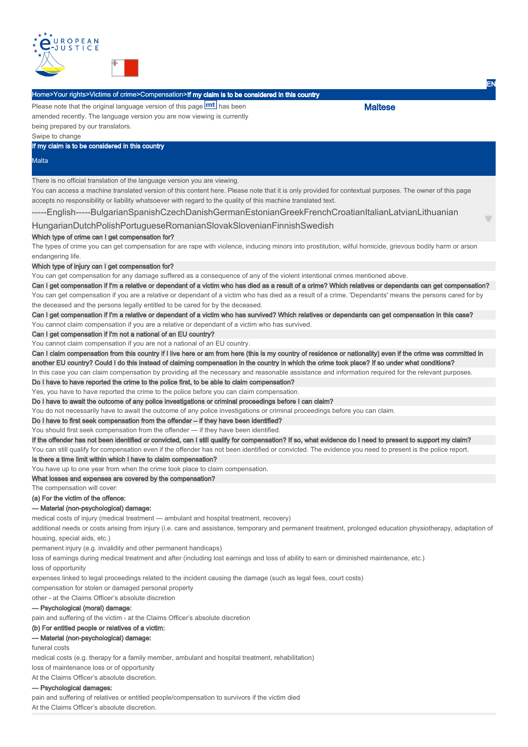Home>Your rights>Victims of crime>Compensation>**If my claim is to be considered in this country**

Please note that the original language version of this page mt has been amended recently. The language version you are now viewing is currently being prepared by our translators.

Swipe to change

**Maltese**

# If my claim is to be considered in this country

Malta

There is no official translation of the language version you are viewing.

You can access a machine translated version of this content here. Please note that it is only provided for contextual purposes. The owner of this page accepts no responsibility or liability whatsoever with regard to the quality of this machine translated text.

-----English-----BulgarianSpanishCzechDanishGermanEstonianGreekFrenchCroatianItalianLatvianLithuanianHungarianDutchPolishPortugueseRomanianSlovakSlovenianFinnishSwedish

## Which type of crime can I get compensation for?

The types of crime you can get compensation for are rape with violence, inducing minors into prostitution, wilful homicide, grievous bodily harm or arson endangering life.

## Which type of injury can I get compensation for?

You can get compensation for any damage suffered as a consequence of any of the violent intentional crimes mentioned above.

## Can I get compensation if I'm a relative or dependant of a victim who has died as a result of a crime? Which relatives or dependants can get compensation?

You can get compensation if you are a relative or dependant of a victim who has died as a result of a crime. 'Dependants' means the persons cared for by the deceased and the persons legally entitled to be cared for by the deceased.

## Can I get compensation if I'm a relative or dependant of a victim who has survived? Which relatives or dependants can get compensation in this case?

You cannot claim compensation if you are a relative or dependant of a victim who has survived.

## Can I get compensation if I'm not a national of an EU country?

You cannot claim compensation if you are not a national of an EU country.

## Can I claim compensation from this country if I live here or am from here (this is my country of residence or nationality) even if the crime was committed in another EU country? Could I do this instead of claiming compensation in the country in which the crime took place? If so under what conditions?

In this case you can claim compensation by providing all the necessary and reasonable assistance and information required for the relevant purposes.

## Do I have to have reported the crime to the police first, to be able to claim compensation?

Yes, you have to have reported the crime to the police before you can claim compensation.

## Do I have to await the outcome of any police investigations or criminal proceedings before I can claim?

You do not necessarily have to await the outcome of any police investigations or criminal proceedings before you can claim.

## Do I have to first seek compensation from the offender – if they have been identified?

You should first seek compensation from the offender — if they have been identified.

## If the offender has not been identified or convicted, can I still qualify for compensation? If so, what evidence do I need to present to support my claim?

You can still qualify for compensation even if the offender has not been identified or convicted. The evidence you need to present is the police report.

## Is there a time limit within which I have to claim compensation?

You have up to one year from when the crime took place to claim compensation.

## What losses and expenses are covered by the compensation?

The compensation will cover:

**(a) For the victim of the offence:**

**— Material (non-psychological) damage:**

medical costs of injury (medical treatment — ambulant and hospital treatment, recovery)

additional needs or costs arising from injury (i.e. care and assistance, temporary and permanent treatment, prolonged education physiotherapy, adaptation of housing, special aids, etc.)

permanent injury (e.g. invalidity and other permanent handicaps)

loss of earnings during medical treatment and after (including lost earnings and loss of ability to earn or diminished maintenance, etc.)

loss of opportunity

expenses linked to legal proceedings related to the incident causing the damage (such as legal fees, court costs)

compensation for stolen or damaged personal property

other - at the Claims Officer's absolute discretion

**— Psychological (moral) damage:**

pain and suffering of the victim - at the Claims Officer's absolute discretion

**(b) For entitled people or relatives of a victim:**

**— Material (non-psychological) damage:**

funeral costs

medical costs (e.g. therapy for a family member, ambulant and hospital treatment, rehabilitation)

loss of maintenance loss or of opportunity

At the Claims Officer's absolute discretion.

**— Psychological damages:**

pain and suffering of relatives or entitled people/compensation to survivors if the victim died

At the Claims Officer's absolute discretion.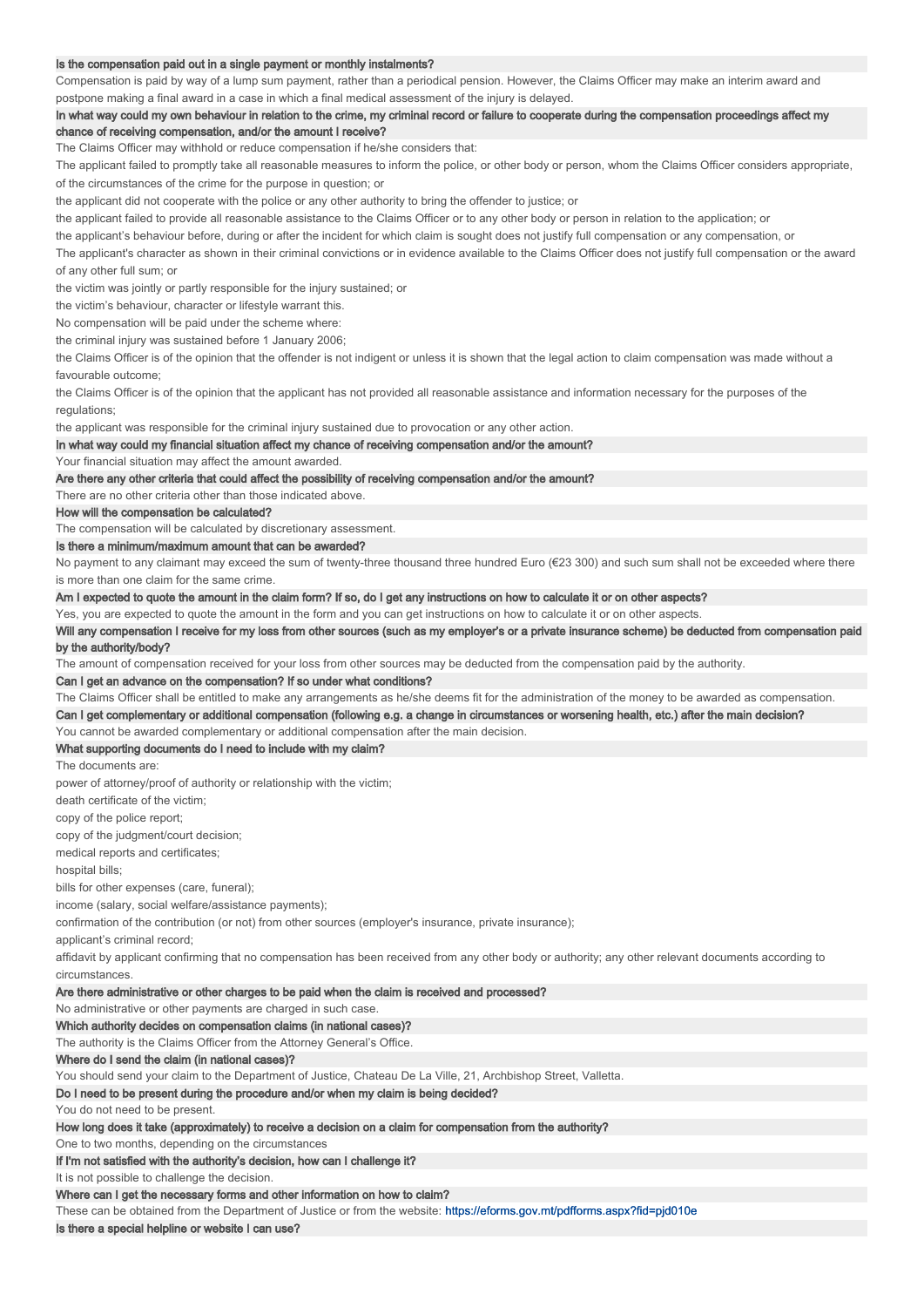**Is the compensation paid out in a single payment or monthly instalments?**

Compensation is paid by way of a lump sum payment, rather than a periodical pension. However, the Claims Officer may make an interim award and postpone making a final award in a case in which a final medical assessment of the injury is delayed.

**In what way could my own behaviour in relation to the crime, my criminal record or failure to cooperate during the compensation proceedings affect my chance of receiving compensation, and/or the amount I receive?**

The Claims Officer may withhold or reduce compensation if he/she considers that:

The applicant failed to promptly take all reasonable measures to inform the police, or other body or person, whom the Claims Officer considers appropriate, of the circumstances of the crime for the purpose in question; or

the applicant did not cooperate with the police or any other authority to bring the offender to justice; or

the applicant failed to provide all reasonable assistance to the Claims Officer or to any other body or person in relation to the application; or

the applicant's behaviour before, during or after the incident for which claim is sought does not justify full compensation or any compensation, or

The applicant's character as shown in their criminal convictions or in evidence available to the Claims Officer does not justify full compensation or the award of any other full sum; or

the victim was jointly or partly responsible for the injury sustained; or

the victim's behaviour, character or lifestyle warrant this.

No compensation will be paid under the scheme where:

the criminal injury was sustained before 1 January 2006;

the Claims Officer is of the opinion that the offender is not indigent or unless it is shown that the legal action to claim compensation was made without a favourable outcome;

the Claims Officer is of the opinion that the applicant has not provided all reasonable assistance and information necessary for the purposes of the regulations;

the applicant was responsible for the criminal injury sustained due to provocation or any other action.

**In what way could my financial situation affect my chance of receiving compensation and/or the amount?**

Your financial situation may affect the amount awarded.

**Are there any other criteria that could affect the possibility of receiving compensation and/or the amount?**

There are no other criteria other than those indicated above.

**How will the compensation be calculated?**

The compensation will be calculated by discretionary assessment.

**Is there a minimum/maximum amount that can be awarded?**

No payment to any claimant may exceed the sum of twenty-three thousand three hundred Euro (€23 300) and such sum shall not be exceeded where there is more than one claim for the same crime.

**Am I expected to quote the amount in the claim form? If so, do I get any instructions on how to calculate it or on other aspects?**

Yes, you are expected to quote the amount in the form and you can get instructions on how to calculate it or on other aspects.

**Will any compensation I receive for my loss from other sources (such as my employer's or a private insurance scheme) be deducted from compensation paid by the authority/body?**

The amount of compensation received for your loss from other sources may be deducted from the compensation paid by the authority.

**Can I get an advance on the compensation? If so under what conditions?**

The Claims Officer shall be entitled to make any arrangements as he/she deems fit for the administration of the money to be awarded as compensation.

**Can I get complementary or additional compensation (following e.g. a change in circumstances or worsening health, etc.) after the main decision?**

You cannot be awarded complementary or additional compensation after the main decision.

**What supporting documents do I need to include with my claim?**

The documents are:

power of attorney/proof of authority or relationship with the victim;

death certificate of the victim;

copy of the police report;

copy of the judgment/court decision;

medical reports and certificates;

hospital bills;

bills for other expenses (care, funeral);

income (salary, social welfare/assistance payments);

confirmation of the contribution (or not) from other sources (employer's insurance, private insurance);

applicant's criminal record;

affidavit by applicant confirming that no compensation has been received from any other body or authority; any other relevant documents according to circumstances.

**Are there administrative or other charges to be paid when the claim is received and processed?**

No administrative or other payments are charged in such case.

**Which authority decides on compensation claims (in national cases)?**

The authority is the Claims Officer from the Attorney General's Office.

**Where do I send the claim (in national cases)?**

You should send your claim to the Department of Justice, Chateau De La Ville, 21, Archbishop Street, Valletta.

**Do I need to be present during the procedure and/or when my claim is being decided?**

You do not need to be present.

**How long does it take (approximately) to receive a decision on a claim for compensation from the authority?**

One to two months, depending on the circumstances

**If I'm not satisfied with the authority's decision, how can I challenge it?**

It is not possible to challenge the decision.

**Where can I get the necessary forms and other information on how to claim?**

These can be obtained from the Department of Justice or from the website: https://eforms.gov.mt/pdfforms.aspx?fid=pjd010e

**Is there a special helpline or website I can use?**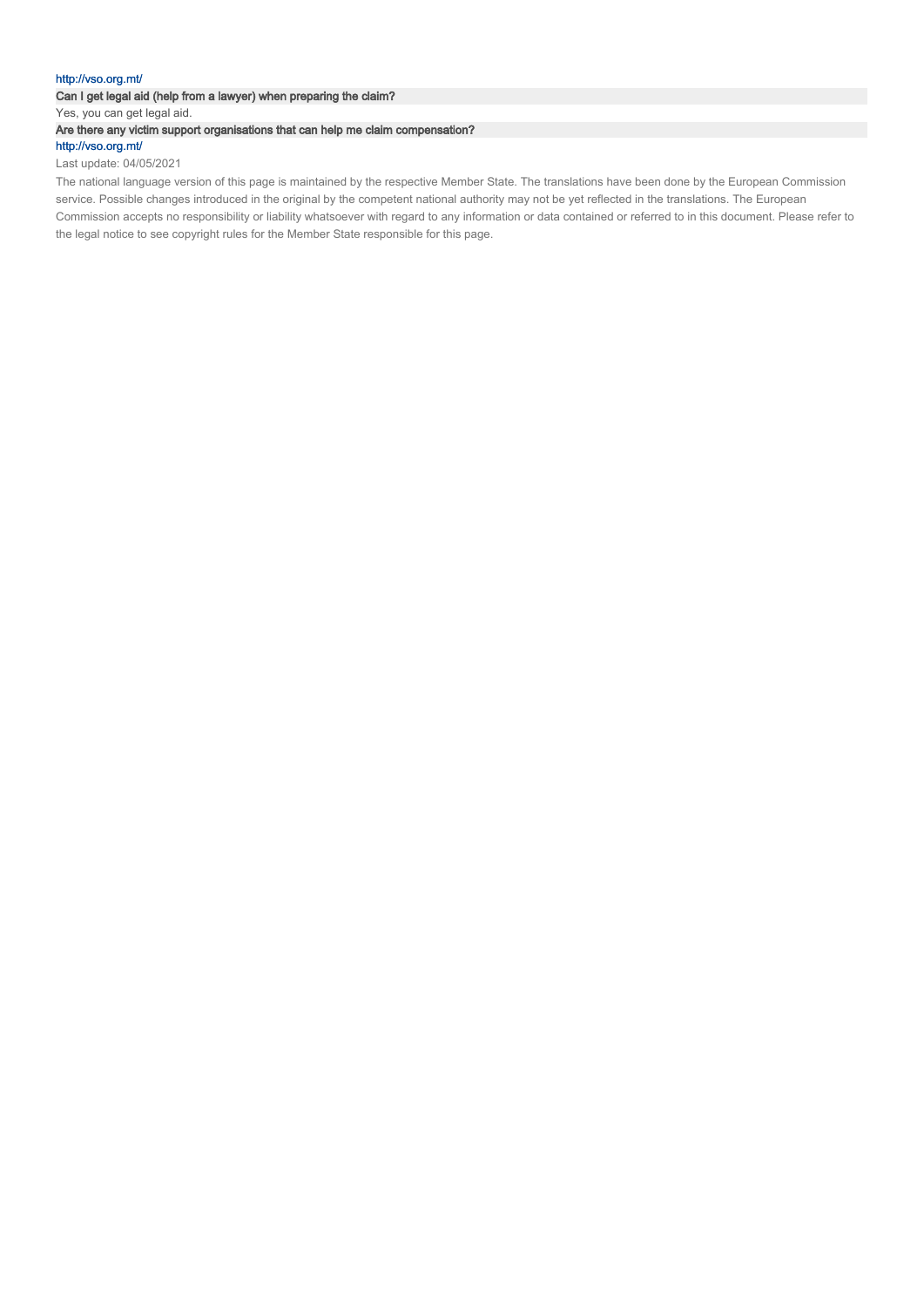http://vso.org.mt/

**Can I get legal aid (help from a lawyer) when preparing the claim?**

Yes, you can get legal aid.

**Are there any victim support organisations that can help me claim compensation?**

http://vso.org.mt/

Last update: 04/05/2021

The national language version of this page is maintained by the respective Member State. The translations have been done by the European Commission service. Possible changes introduced in the original by the competent national authority may not be yet reflected in the translations. The European Commission accepts no responsibility or liability whatsoever with regard to any information or data contained or referred to in this document. Please refer to the legal notice to see copyright rules for the Member State responsible for this page.